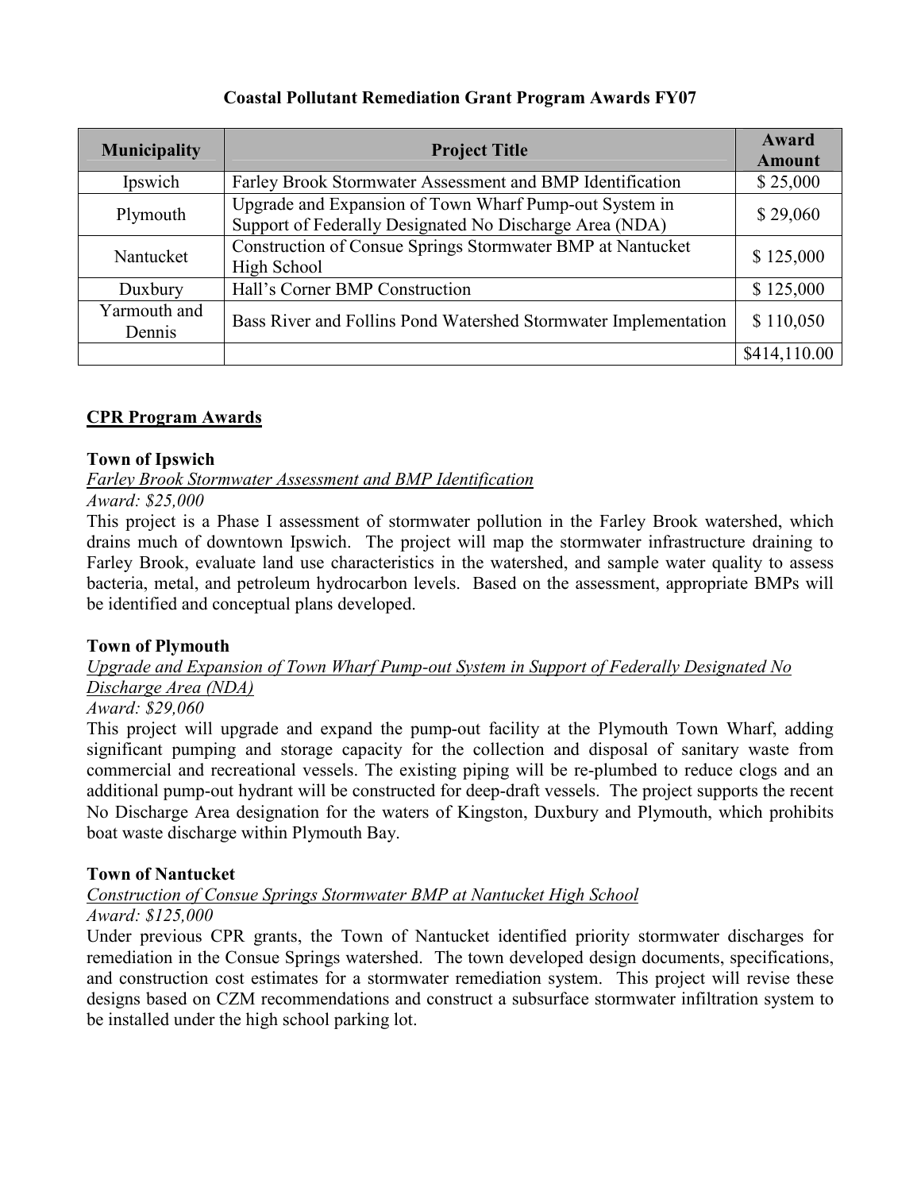**Coastal Pollutant Remediation Grant Program Awards FY07**

| Municipality | Project Title | Award Amount |
| --- | --- | --- |
| Ipswich | Farley Brook Stormwater Assessment and BMP Identification | $ 25,000 |
| Plymouth | Upgrade and Expansion of Town Wharf Pump-out System in Support of Federally Designated No Discharge Area (NDA) | $ 29,060 |
| Nantucket | Construction of Consue Springs Stormwater BMP at Nantucket High School | $ 125,000 |
| Duxbury | Hall's Corner BMP Construction | $ 125,000 |
| Yarmouth and Dennis | Bass River and Follins Pond Watershed Stormwater Implementation | $ 110,050 |
| | | $414,110.00 |

## CPR Program Awards

### Town of Ipswich

*Farley Brook Stormwater Assessment and BMP Identification*

*Award: $25,000*

This project is a Phase I assessment of stormwater pollution in the Farley Brook watershed, which drains much of downtown Ipswich. The project will map the stormwater infrastructure draining to Farley Brook, evaluate land use characteristics in the watershed, and sample water quality to assess bacteria, metal, and petroleum hydrocarbon levels. Based on the assessment, appropriate BMPs will be identified and conceptual plans developed.

### Town of Plymouth

*Upgrade and Expansion of Town Wharf Pump-out System in Support of Federally Designated No Discharge Area (NDA)*

*Award: $29,060*

This project will upgrade and expand the pump-out facility at the Plymouth Town Wharf, adding significant pumping and storage capacity for the collection and disposal of sanitary waste from commercial and recreational vessels. The existing piping will be re-plumbed to reduce clogs and an additional pump-out hydrant will be constructed for deep-draft vessels. The project supports the recent No Discharge Area designation for the waters of Kingston, Duxbury and Plymouth, which prohibits boat waste discharge within Plymouth Bay.

### Town of Nantucket

*Construction of Consue Springs Stormwater BMP at Nantucket High School*

*Award: $125,000*

Under previous CPR grants, the Town of Nantucket identified priority stormwater discharges for remediation in the Consue Springs watershed. The town developed design documents, specifications, and construction cost estimates for a stormwater remediation system. This project will revise these designs based on CZM recommendations and construct a subsurface stormwater infiltration system to be installed under the high school parking lot.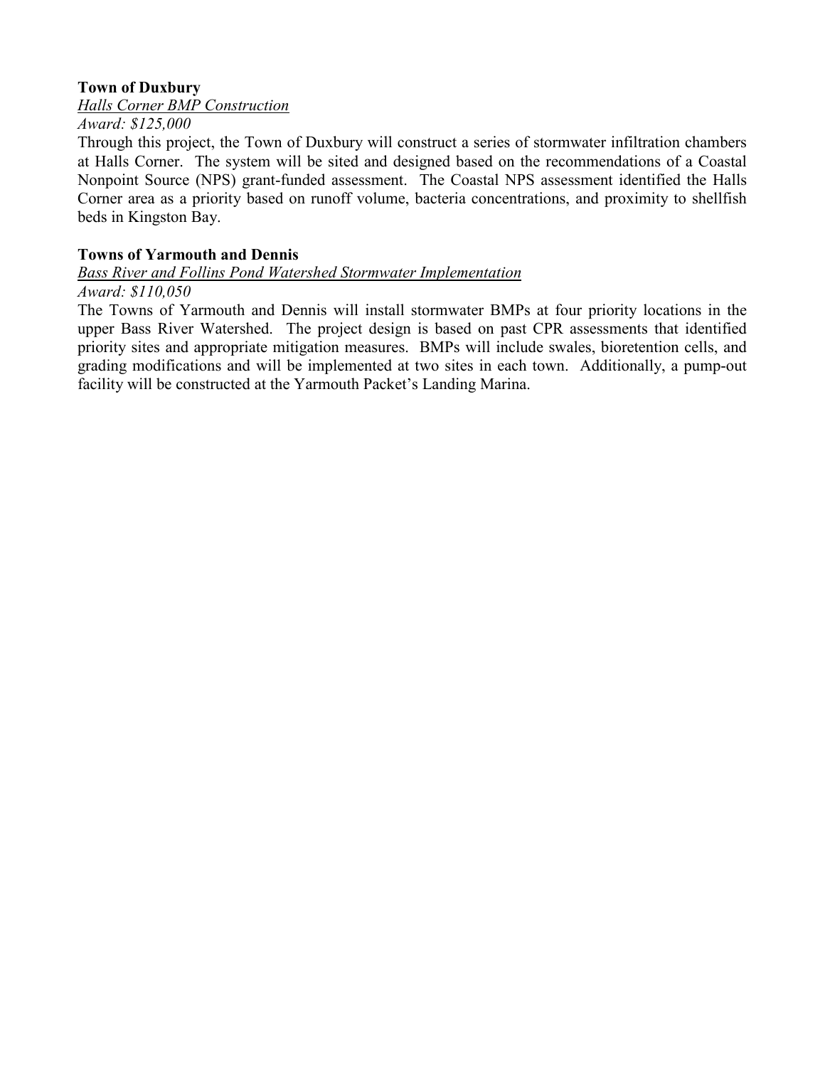**Town of Duxbury**

*Halls Corner BMP Construction*

*Award: $125,000*

Through this project, the Town of Duxbury will construct a series of stormwater infiltration chambers at Halls Corner. The system will be sited and designed based on the recommendations of a Coastal Nonpoint Source (NPS) grant-funded assessment. The Coastal NPS assessment identified the Halls Corner area as a priority based on runoff volume, bacteria concentrations, and proximity to shellfish beds in Kingston Bay.

**Towns of Yarmouth and Dennis**

*Bass River and Follins Pond Watershed Stormwater Implementation*

*Award: $110,050*

The Towns of Yarmouth and Dennis will install stormwater BMPs at four priority locations in the upper Bass River Watershed. The project design is based on past CPR assessments that identified priority sites and appropriate mitigation measures. BMPs will include swales, bioretention cells, and grading modifications and will be implemented at two sites in each town. Additionally, a pump-out facility will be constructed at the Yarmouth Packet's Landing Marina.